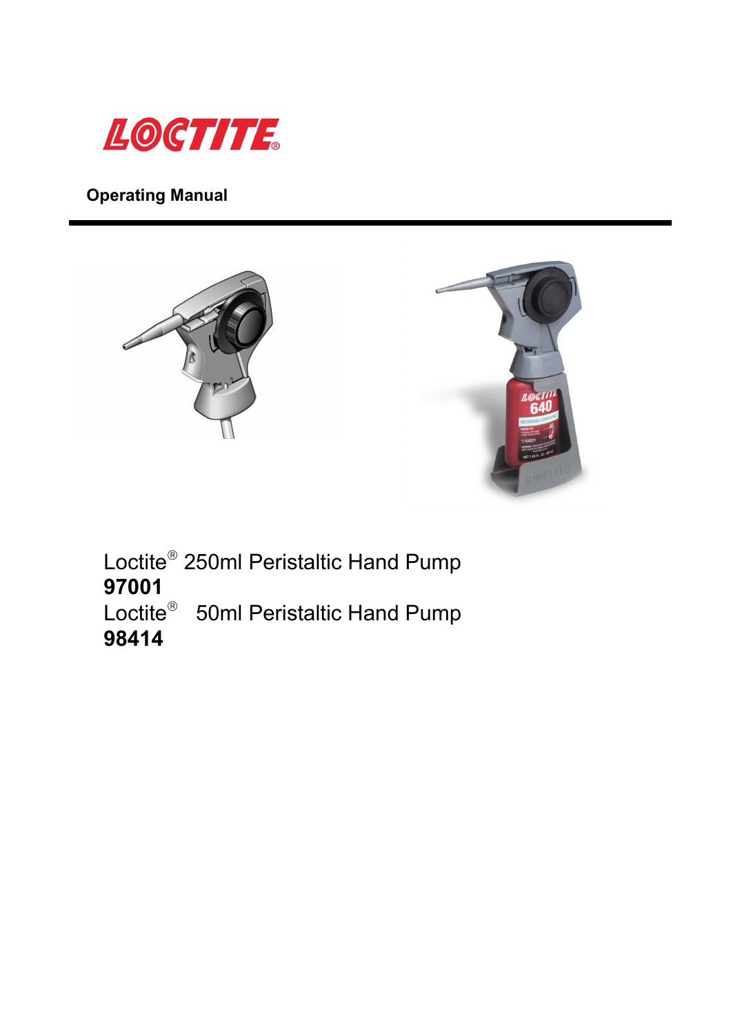LOCTITE®

**Operating Manual**

Loctite® 250ml Peristaltic Hand Pump
**97001**
Loctite® 50ml Peristaltic Hand Pump
**98414**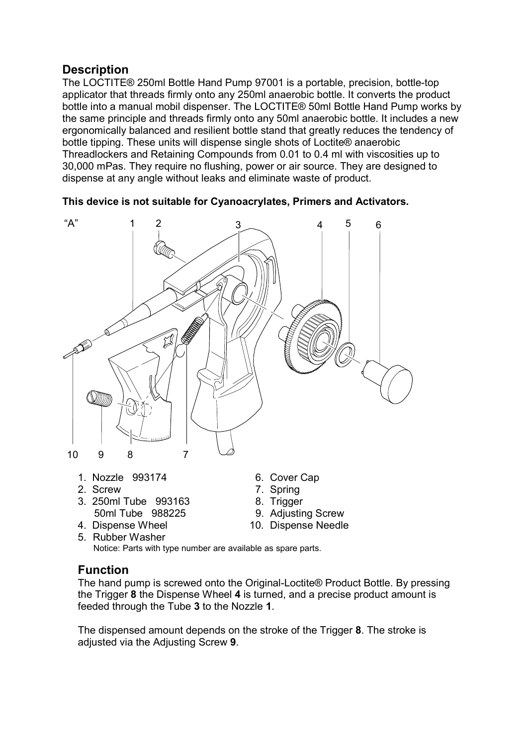## Description

The LOCTITE® 250ml Bottle Hand Pump 97001 is a portable, precision, bottle-top applicator that threads firmly onto any 250ml anaerobic bottle. It converts the product bottle into a manual mobil dispenser. The LOCTITE® 50ml Bottle Hand Pump works by the same principle and threads firmly onto any 50ml anaerobic bottle. It includes a new ergonomically balanced and resilient bottle stand that greatly reduces the tendency of bottle tipping. These units will dispense single shots of Loctite® anaerobic Threadlockers and Retaining Compounds from 0.01 to 0.4 ml with viscosities up to 30,000 mPas. They require no flushing, power or air source. They are designed to dispense at any angle without leaks and eliminate waste of product.

**This device is not suitable for Cyanoacrylates, Primers and Activators.**

1. Nozzle 993174
2. Screw
3. 250ml Tube 993163
   50ml Tube 988225
4. Dispense Wheel
5. Rubber Washer
6. Cover Cap
7. Spring
8. Trigger
9. Adjusting Screw
10. Dispense Needle

Notice: Parts with type number are available as spare parts.

## Function

The hand pump is screwed onto the Original-Loctite® Product Bottle. By pressing the Trigger **8** the Dispense Wheel **4** is turned, and a precise product amount is feeded through the Tube **3** to the Nozzle **1**.

The dispensed amount depends on the stroke of the Trigger **8**. The stroke is adjusted via the Adjusting Screw **9**.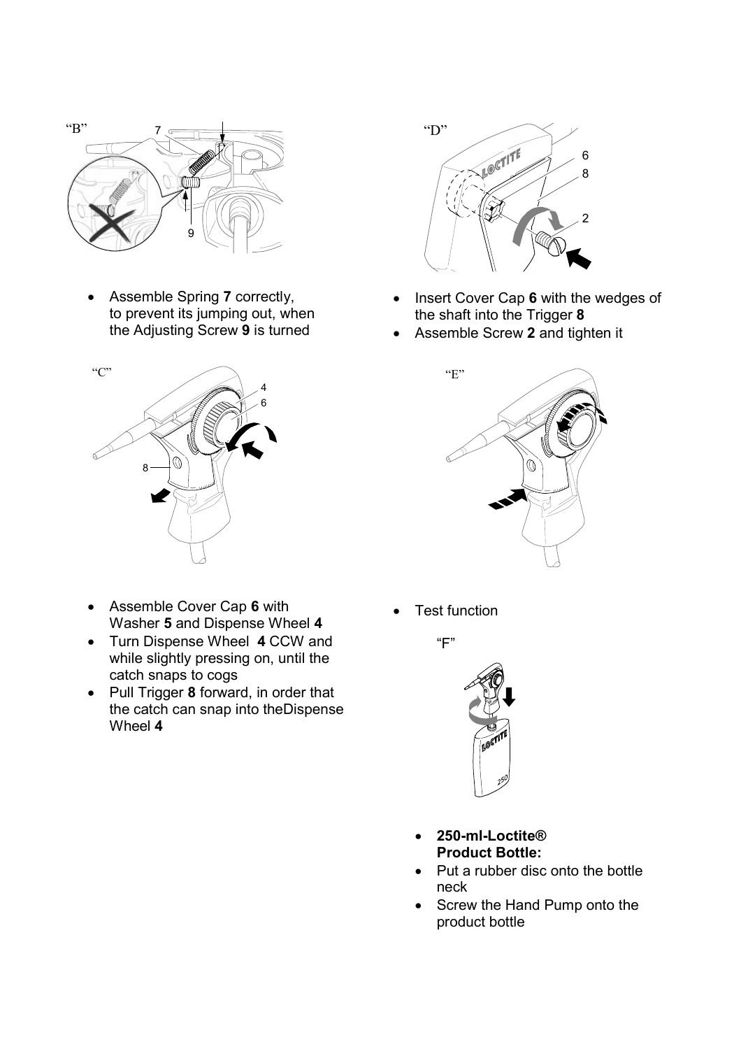“B”

- Assemble Spring **7** correctly, to prevent its jumping out, when the Adjusting Screw **9** is turned

“C”

- Assemble Cover Cap **6** with Washer **5** and Dispense Wheel **4**
- Turn Dispense Wheel **4** CCW and while slightly pressing on, until the catch snaps to cogs
- Pull Trigger **8** forward, in order that the catch can snap into theDispense Wheel **4**

“D”

- Insert Cover Cap **6** with the wedges of the shaft into the Trigger **8**
- Assemble Screw **2** and tighten it

“E”

- Test function

“F”

- **250-ml-Loctite® Product Bottle:**
- Put a rubber disc onto the bottle neck
- Screw the Hand Pump onto the product bottle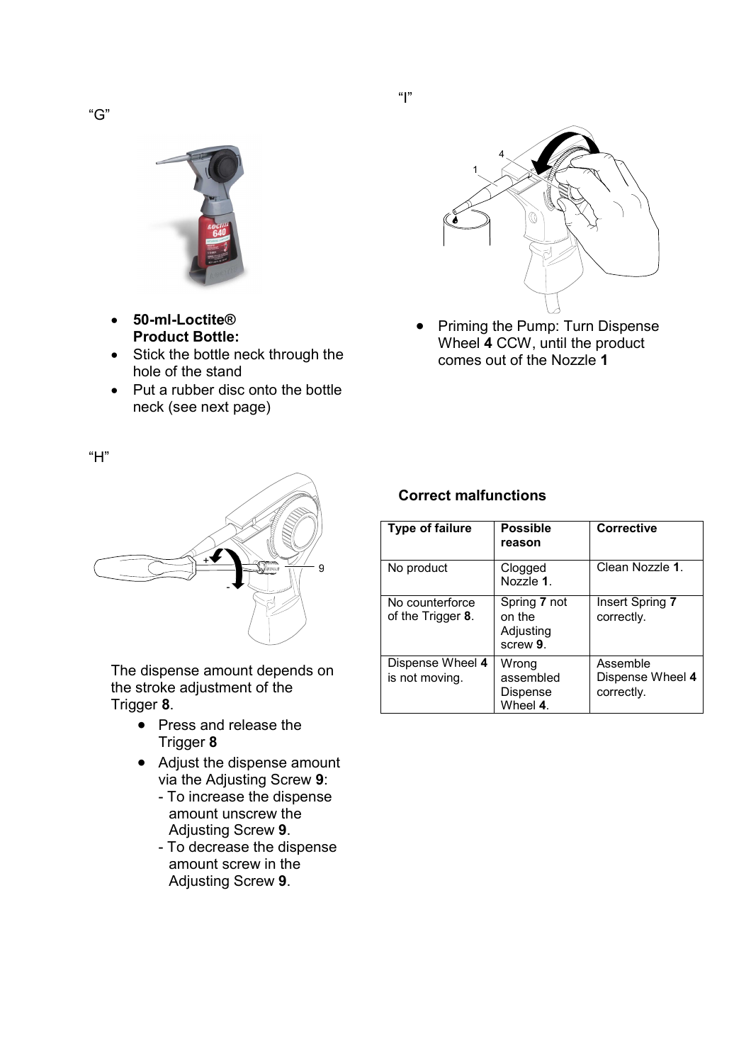"G"

- **50-ml-Loctite® Product Bottle:**
- Stick the bottle neck through the hole of the stand
- Put a rubber disc onto the bottle neck (see next page)

"I"

- Priming the Pump: Turn Dispense Wheel **4** CCW, until the product comes out of the Nozzle **1**

"H"

The dispense amount depends on the stroke adjustment of the Trigger **8**.

- Press and release the Trigger **8**
- Adjust the dispense amount via the Adjusting Screw **9**:
  - To increase the dispense amount unscrew the Adjusting Screw **9**.
  - To decrease the dispense amount screw in the Adjusting Screw **9**.

### Correct malfunctions

| Type of failure | Possible reason | Corrective |
|---|---|---|
| No product | Clogged Nozzle **1**. | Clean Nozzle **1**. |
| No counterforce of the Trigger **8**. | Spring **7** not on the Adjusting screw **9**. | Insert Spring **7** correctly. |
| Dispense Wheel **4** is not moving. | Wrong assembled Dispense Wheel **4**. | Assemble Dispense Wheel **4** correctly. |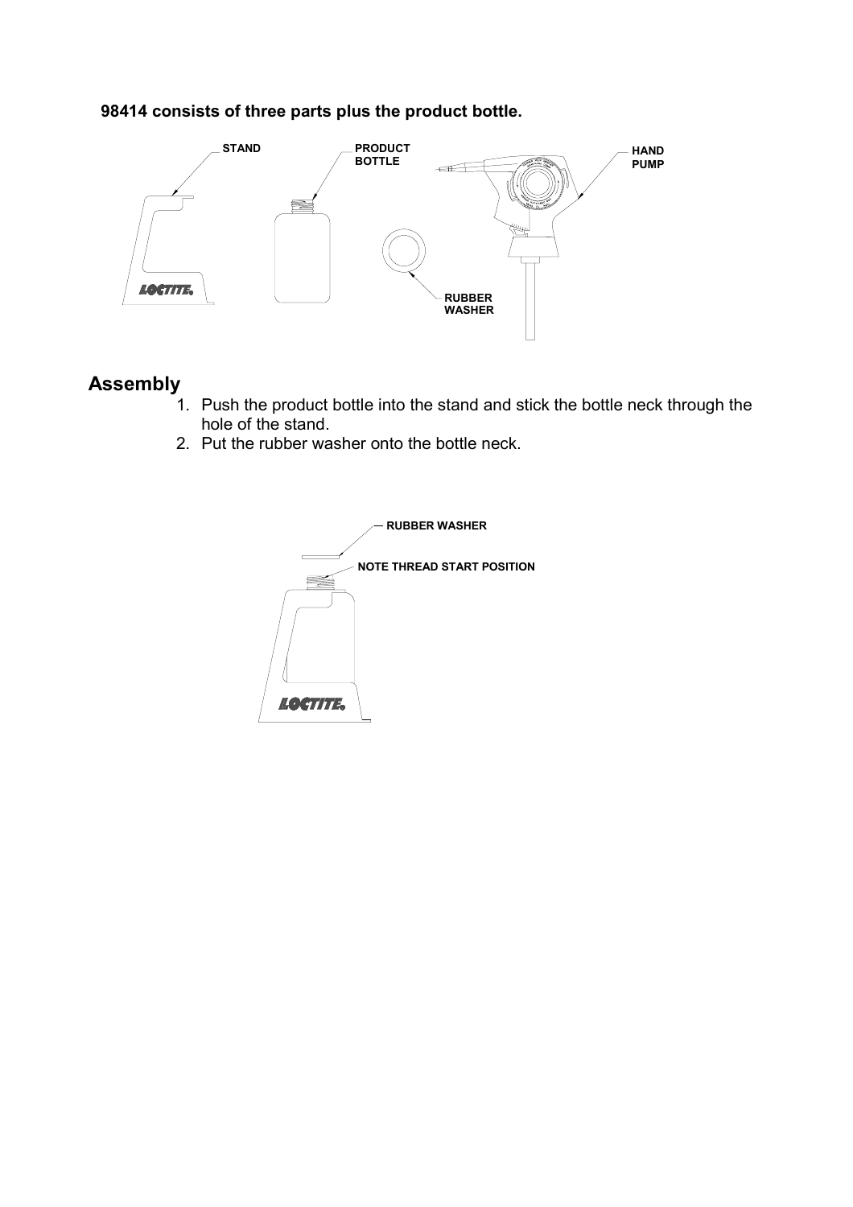**98414 consists of three parts plus the product bottle.**

STAND

PRODUCT BOTTLE

HAND PUMP

RUBBER WASHER

## Assembly

1. Push the product bottle into the stand and stick the bottle neck through the hole of the stand.
2. Put the rubber washer onto the bottle neck.

RUBBER WASHER

NOTE THREAD START POSITION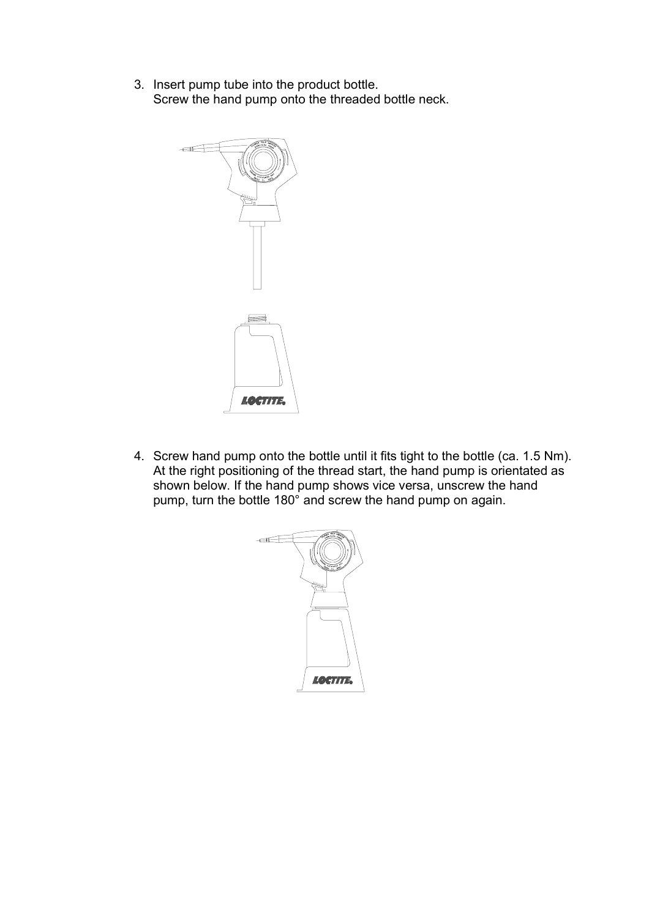3. Insert pump tube into the product bottle.
   Screw the hand pump onto the threaded bottle neck.

4. Screw hand pump onto the bottle until it fits tight to the bottle (ca. 1.5 Nm). At the right positioning of the thread start, the hand pump is orientated as shown below. If the hand pump shows vice versa, unscrew the hand pump, turn the bottle 180° and screw the hand pump on again.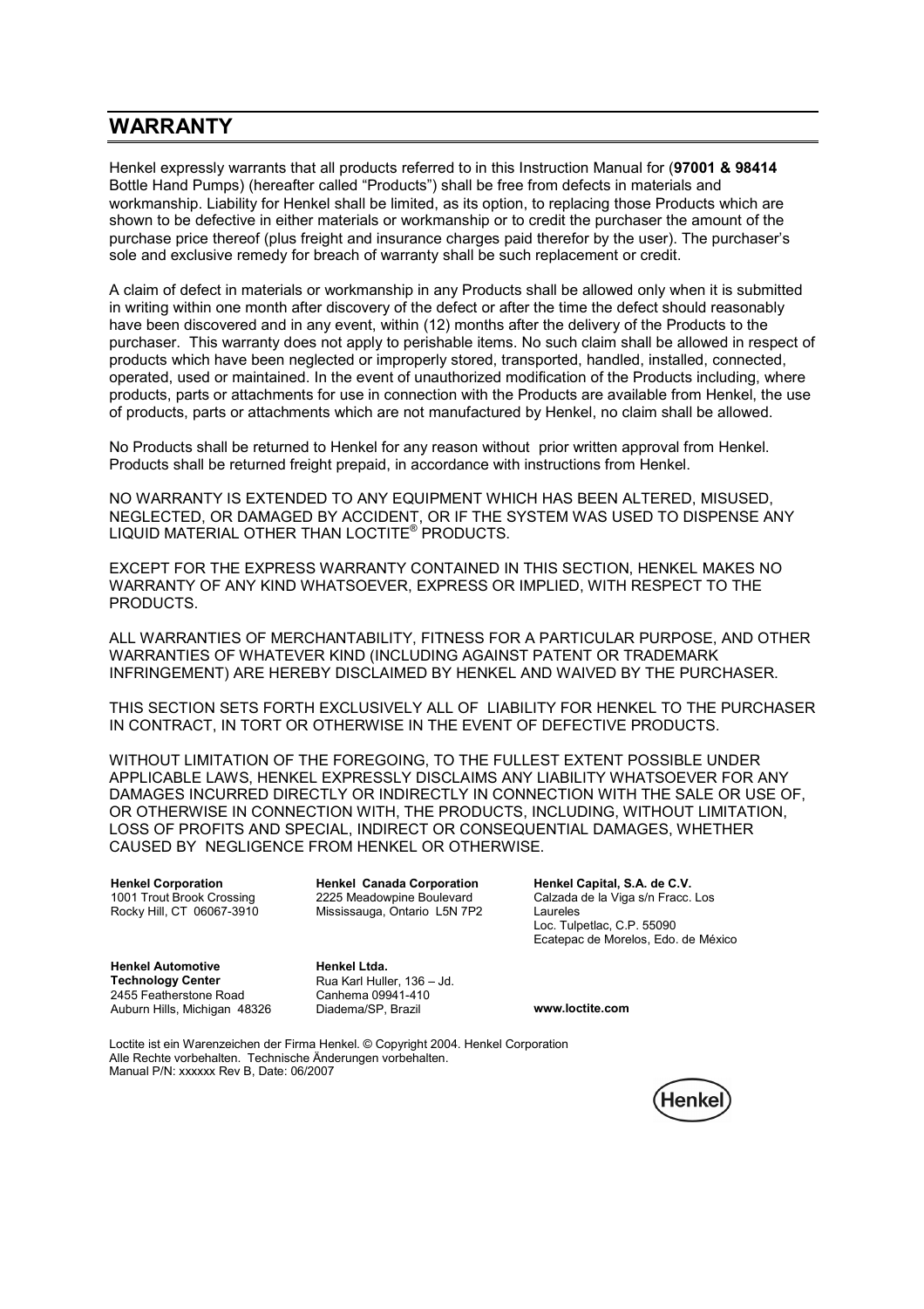## WARRANTY

Henkel expressly warrants that all products referred to in this Instruction Manual for (**97001 & 98414** Bottle Hand Pumps) (hereafter called "Products") shall be free from defects in materials and workmanship. Liability for Henkel shall be limited, as its option, to replacing those Products which are shown to be defective in either materials or workmanship or to credit the purchaser the amount of the purchase price thereof (plus freight and insurance charges paid therefor by the user). The purchaser's sole and exclusive remedy for breach of warranty shall be such replacement or credit.

A claim of defect in materials or workmanship in any Products shall be allowed only when it is submitted in writing within one month after discovery of the defect or after the time the defect should reasonably have been discovered and in any event, within (12) months after the delivery of the Products to the purchaser. This warranty does not apply to perishable items. No such claim shall be allowed in respect of products which have been neglected or improperly stored, transported, handled, installed, connected, operated, used or maintained. In the event of unauthorized modification of the Products including, where products, parts or attachments for use in connection with the Products are available from Henkel, the use of products, parts or attachments which are not manufactured by Henkel, no claim shall be allowed.

No Products shall be returned to Henkel for any reason without prior written approval from Henkel. Products shall be returned freight prepaid, in accordance with instructions from Henkel.

NO WARRANTY IS EXTENDED TO ANY EQUIPMENT WHICH HAS BEEN ALTERED, MISUSED, NEGLECTED, OR DAMAGED BY ACCIDENT, OR IF THE SYSTEM WAS USED TO DISPENSE ANY LIQUID MATERIAL OTHER THAN LOCTITE® PRODUCTS.

EXCEPT FOR THE EXPRESS WARRANTY CONTAINED IN THIS SECTION, HENKEL MAKES NO WARRANTY OF ANY KIND WHATSOEVER, EXPRESS OR IMPLIED, WITH RESPECT TO THE PRODUCTS.

ALL WARRANTIES OF MERCHANTABILITY, FITNESS FOR A PARTICULAR PURPOSE, AND OTHER WARRANTIES OF WHATEVER KIND (INCLUDING AGAINST PATENT OR TRADEMARK INFRINGEMENT) ARE HEREBY DISCLAIMED BY HENKEL AND WAIVED BY THE PURCHASER.

THIS SECTION SETS FORTH EXCLUSIVELY ALL OF LIABILITY FOR HENKEL TO THE PURCHASER IN CONTRACT, IN TORT OR OTHERWISE IN THE EVENT OF DEFECTIVE PRODUCTS.

WITHOUT LIMITATION OF THE FOREGOING, TO THE FULLEST EXTENT POSSIBLE UNDER APPLICABLE LAWS, HENKEL EXPRESSLY DISCLAIMS ANY LIABILITY WHATSOEVER FOR ANY DAMAGES INCURRED DIRECTLY OR INDIRECTLY IN CONNECTION WITH THE SALE OR USE OF, OR OTHERWISE IN CONNECTION WITH, THE PRODUCTS, INCLUDING, WITHOUT LIMITATION, LOSS OF PROFITS AND SPECIAL, INDIRECT OR CONSEQUENTIAL DAMAGES, WHETHER CAUSED BY NEGLIGENCE FROM HENKEL OR OTHERWISE.

**Henkel Corporation**
1001 Trout Brook Crossing
Rocky Hill, CT 06067-3910

**Henkel Canada Corporation**
2225 Meadowpine Boulevard
Mississauga, Ontario L5N 7P2

**Henkel Capital, S.A. de C.V.**
Calzada de la Viga s/n Fracc. Los Laureles
Loc. Tulpetlac, C.P. 55090
Ecatepac de Morelos, Edo. de México

**Henkel Automotive Technology Center**
2455 Featherstone Road
Auburn Hills, Michigan 48326

**Henkel Ltda.**
Rua Karl Huller, 136 – Jd.
Canhema 09941-410
Diadema/SP, Brazil

**www.loctite.com**

Loctite ist ein Warenzeichen der Firma Henkel. © Copyright 2004. Henkel Corporation
Alle Rechte vorbehalten. Technische Änderungen vorbehalten.
Manual P/N: xxxxxx Rev B, Date: 06/2007

Henkel